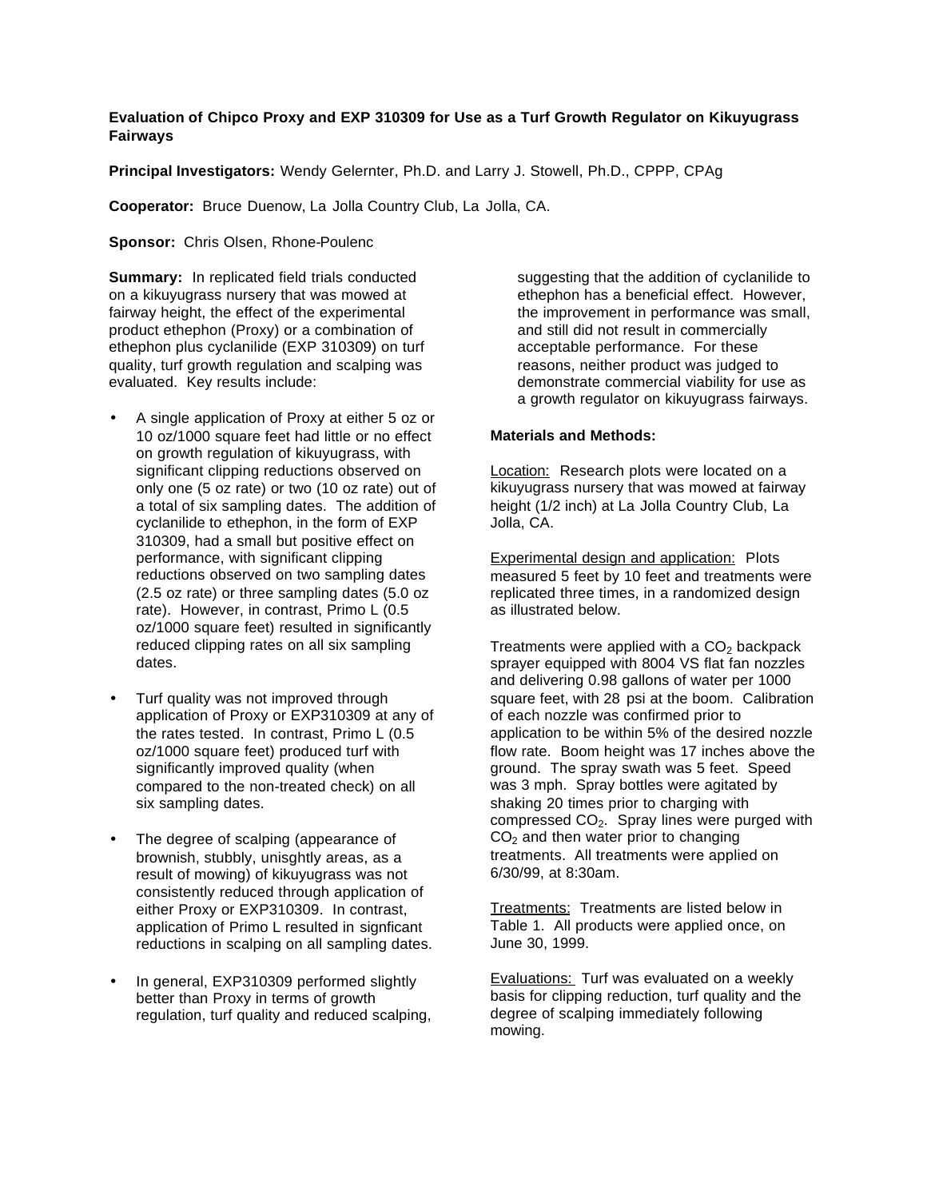**Evaluation of Chipco Proxy and EXP 310309 for Use as a Turf Growth Regulator on Kikuyugrass Fairways**

**Principal Investigators:** Wendy Gelernter, Ph.D. and Larry J. Stowell, Ph.D., CPPP, CPAg

**Cooperator:** Bruce Duenow, La Jolla Country Club, La Jolla, CA.

**Sponsor:** Chris Olsen, Rhone-Poulenc

**Summary:** In replicated field trials conducted on a kikuyugrass nursery that was mowed at fairway height, the effect of the experimental product ethephon (Proxy) or a combination of ethephon plus cyclanilide (EXP 310309) on turf quality, turf growth regulation and scalping was evaluated. Key results include:

- A single application of Proxy at either 5 oz or 10 oz/1000 square feet had little or no effect on growth regulation of kikuyugrass, with significant clipping reductions observed on only one (5 oz rate) or two (10 oz rate) out of a total of six sampling dates. The addition of cyclanilide to ethephon, in the form of EXP 310309, had a small but positive effect on performance, with significant clipping reductions observed on two sampling dates (2.5 oz rate) or three sampling dates (5.0 oz rate). However, in contrast, Primo L (0.5 oz/1000 square feet) resulted in significantly reduced clipping rates on all six sampling dates.

- Turf quality was not improved through application of Proxy or EXP310309 at any of the rates tested. In contrast, Primo L (0.5 oz/1000 square feet) produced turf with significantly improved quality (when compared to the non-treated check) on all six sampling dates.

- The degree of scalping (appearance of brownish, stubbly, unisghtly areas, as a result of mowing) of kikuyugrass was not consistently reduced through application of either Proxy or EXP310309. In contrast, application of Primo L resulted in signficant reductions in scalping on all sampling dates.

- In general, EXP310309 performed slightly better than Proxy in terms of growth regulation, turf quality and reduced scalping, suggesting that the addition of cyclanilide to ethephon has a beneficial effect. However, the improvement in performance was small, and still did not result in commercially acceptable performance. For these reasons, neither product was judged to demonstrate commercial viability for use as a growth regulator on kikuyugrass fairways.

**Materials and Methods:**

Location: Research plots were located on a kikuyugrass nursery that was mowed at fairway height (1/2 inch) at La Jolla Country Club, La Jolla, CA.

Experimental design and application: Plots measured 5 feet by 10 feet and treatments were replicated three times, in a randomized design as illustrated below.

Treatments were applied with a $CO_2$ backpack sprayer equipped with 8004 VS flat fan nozzles and delivering 0.98 gallons of water per 1000 square feet, with 28 psi at the boom. Calibration of each nozzle was confirmed prior to application to be within 5% of the desired nozzle flow rate. Boom height was 17 inches above the ground. The spray swath was 5 feet. Speed was 3 mph. Spray bottles were agitated by shaking 20 times prior to charging with compressed $CO_2$. Spray lines were purged with $CO_2$ and then water prior to changing treatments. All treatments were applied on 6/30/99, at 8:30am.

Treatments: Treatments are listed below in Table 1. All products were applied once, on June 30, 1999.

Evaluations: Turf was evaluated on a weekly basis for clipping reduction, turf quality and the degree of scalping immediately following mowing.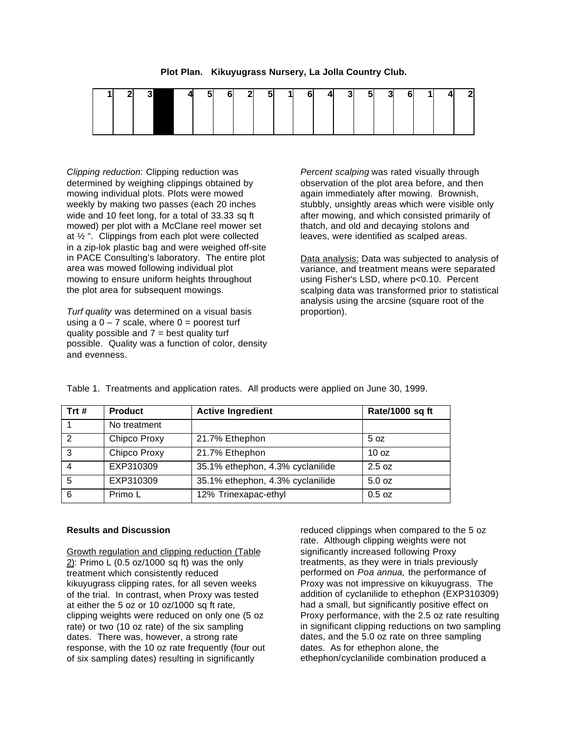**Plot Plan. Kikuyugrass Nursery, La Jolla Country Club.**

| 1 | 2 | 3 | | 4 | 5 | 6 | 2 | 5 | 1 | 6 | 4 | 3 | 5 | 3 | 6 | 1 | 4 | 2 |
|---|---|---|---|---|---|---|---|---|---|---|---|---|---|---|---|---|---|---|
| | | | | | | | | | | | | | | | | | | |

*Clipping reduction*: Clipping reduction was determined by weighing clippings obtained by mowing individual plots. Plots were mowed weekly by making two passes (each 20 inches wide and 10 feet long, for a total of 33.33 sq ft mowed) per plot with a McClane reel mower set at ½ ". Clippings from each plot were collected in a zip-lok plastic bag and were weighed off-site in PACE Consulting's laboratory. The entire plot area was mowed following individual plot mowing to ensure uniform heights throughout the plot area for subsequent mowings.

*Turf quality* was determined on a visual basis using a 0 – 7 scale, where 0 = poorest turf quality possible and 7 = best quality turf possible. Quality was a function of color, density and evenness.

*Percent scalping* was rated visually through observation of the plot area before, and then again immediately after mowing. Brownish, stubbly, unsightly areas which were visible only after mowing, and which consisted primarily of thatch, and old and decaying stolons and leaves, were identified as scalped areas.

Data analysis: Data was subjected to analysis of variance, and treatment means were separated using Fisher's LSD, where $p<0.10$. Percent scalping data was transformed prior to statistical analysis using the arcsine (square root of the proportion).

Table 1. Treatments and application rates. All products were applied on June 30, 1999.

| Trt # | Product | Active Ingredient | Rate/1000 sq ft |
|---|---|---|---|
| 1 | No treatment | | |
| 2 | Chipco Proxy | 21.7% Ethephon | 5 oz |
| 3 | Chipco Proxy | 21.7% Ethephon | 10 oz |
| 4 | EXP310309 | 35.1% ethephon, 4.3% cyclanilide | 2.5 oz |
| 5 | EXP310309 | 35.1% ethephon, 4.3% cyclanilide | 5.0 oz |
| 6 | Primo L | 12% Trinexapac-ethyl | 0.5 oz |

**Results and Discussion**

Growth regulation and clipping reduction (Table 2): Primo L (0.5 oz/1000 sq ft) was the only treatment which consistently reduced kikuyugrass clipping rates, for all seven weeks of the trial. In contrast, when Proxy was tested at either the 5 oz or 10 oz/1000 sq ft rate, clipping weights were reduced on only one (5 oz rate) or two (10 oz rate) of the six sampling dates. There was, however, a strong rate response, with the 10 oz rate frequently (four out of six sampling dates) resulting in significantly reduced clippings when compared to the 5 oz rate. Although clipping weights were not significantly increased following Proxy treatments, as they were in trials previously performed on *Poa annua,* the performance of Proxy was not impressive on kikuyugrass. The addition of cyclanilide to ethephon (EXP310309) had a small, but significantly positive effect on Proxy performance, with the 2.5 oz rate resulting in significant clipping reductions on two sampling dates, and the 5.0 oz rate on three sampling dates. As for ethephon alone, the ethephon/cyclanilide combination produced a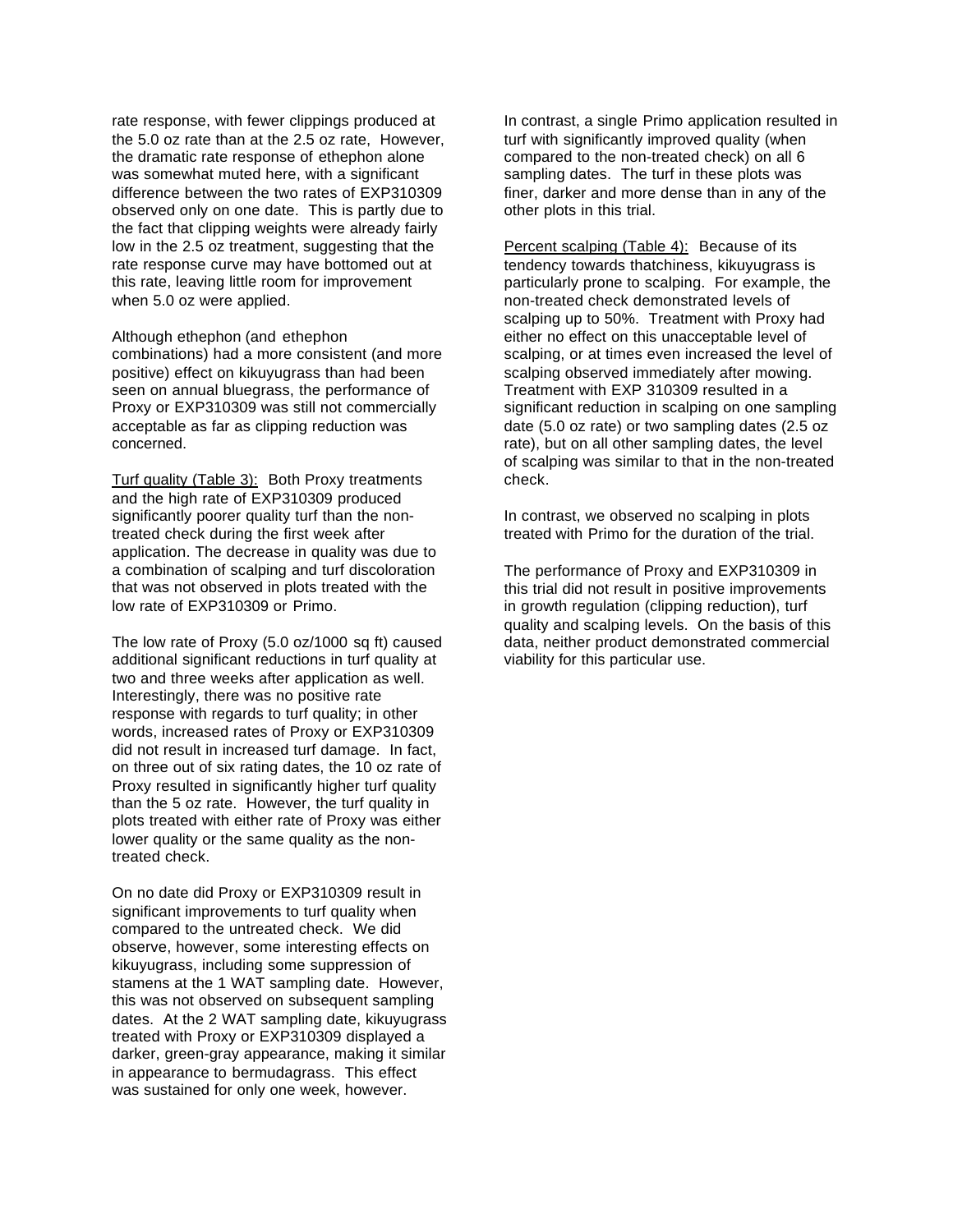rate response, with fewer clippings produced at the 5.0 oz rate than at the 2.5 oz rate, However, the dramatic rate response of ethephon alone was somewhat muted here, with a significant difference between the two rates of EXP310309 observed only on one date. This is partly due to the fact that clipping weights were already fairly low in the 2.5 oz treatment, suggesting that the rate response curve may have bottomed out at this rate, leaving little room for improvement when 5.0 oz were applied.

Although ethephon (and ethephon combinations) had a more consistent (and more positive) effect on kikuyugrass than had been seen on annual bluegrass, the performance of Proxy or EXP310309 was still not commercially acceptable as far as clipping reduction was concerned.

Turf quality (Table 3): Both Proxy treatments and the high rate of EXP310309 produced significantly poorer quality turf than the non-treated check during the first week after application. The decrease in quality was due to a combination of scalping and turf discoloration that was not observed in plots treated with the low rate of EXP310309 or Primo.

The low rate of Proxy (5.0 oz/1000 sq ft) caused additional significant reductions in turf quality at two and three weeks after application as well. Interestingly, there was no positive rate response with regards to turf quality; in other words, increased rates of Proxy or EXP310309 did not result in increased turf damage. In fact, on three out of six rating dates, the 10 oz rate of Proxy resulted in significantly higher turf quality than the 5 oz rate. However, the turf quality in plots treated with either rate of Proxy was either lower quality or the same quality as the non-treated check.

On no date did Proxy or EXP310309 result in significant improvements to turf quality when compared to the untreated check. We did observe, however, some interesting effects on kikuyugrass, including some suppression of stamens at the 1 WAT sampling date. However, this was not observed on subsequent sampling dates. At the 2 WAT sampling date, kikuyugrass treated with Proxy or EXP310309 displayed a darker, green-gray appearance, making it similar in appearance to bermudagrass. This effect was sustained for only one week, however.

In contrast, a single Primo application resulted in turf with significantly improved quality (when compared to the non-treated check) on all 6 sampling dates. The turf in these plots was finer, darker and more dense than in any of the other plots in this trial.

Percent scalping (Table 4): Because of its tendency towards thatchiness, kikuyugrass is particularly prone to scalping. For example, the non-treated check demonstrated levels of scalping up to 50%. Treatment with Proxy had either no effect on this unacceptable level of scalping, or at times even increased the level of scalping observed immediately after mowing. Treatment with EXP 310309 resulted in a significant reduction in scalping on one sampling date (5.0 oz rate) or two sampling dates (2.5 oz rate), but on all other sampling dates, the level of scalping was similar to that in the non-treated check.

In contrast, we observed no scalping in plots treated with Primo for the duration of the trial.

The performance of Proxy and EXP310309 in this trial did not result in positive improvements in growth regulation (clipping reduction), turf quality and scalping levels. On the basis of this data, neither product demonstrated commercial viability for this particular use.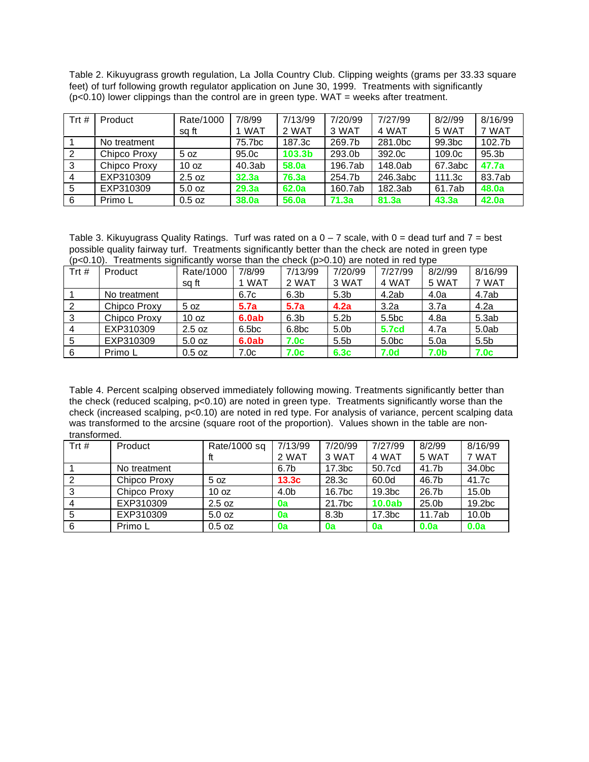Table 2. Kikuyugrass growth regulation, La Jolla Country Club. Clipping weights (grams per 33.33 square feet) of turf following growth regulator application on June 30, 1999. Treatments with significantly (p<0.10) lower clippings than the control are in green type. WAT = weeks after treatment.

| Trt # | Product | Rate/1000 sq ft | 7/8/99 1 WAT | 7/13/99 2 WAT | 7/20/99 3 WAT | 7/27/99 4 WAT | 8/2//99 5 WAT | 8/16/99 7 WAT |
|---|---|---|---|---|---|---|---|---|
| 1 | No treatment | | 75.7bc | 187.3c | 269.7b | 281.0bc | 99.3bc | 102.7b |
| 2 | Chipco Proxy | 5 oz | 95.0c | **103.3b** | 293.0b | 392.0c | 109.0c | 95.3b |
| 3 | Chipco Proxy | 10 oz | 40.3ab | **58.0a** | 196.7ab | 148.0ab | 67.3abc | **47.7a** |
| 4 | EXP310309 | 2.5 oz | **32.3a** | **76.3a** | 254.7b | 246.3abc | 111.3c | 83.7ab |
| 5 | EXP310309 | 5.0 oz | **29.3a** | **62.0a** | 160.7ab | 182.3ab | 61.7ab | **48.0a** |
| 6 | Primo L | 0.5 oz | **38.0a** | **56.0a** | **71.3a** | **81.3a** | **43.3a** | **42.0a** |

Table 3. Kikuyugrass Quality Ratings. Turf was rated on a 0 – 7 scale, with 0 = dead turf and 7 = best possible quality fairway turf. Treatments significantly better than the check are noted in green type (p<0.10). Treatments significantly worse than the check (p>0.10) are noted in red type

| Trt # | Product | Rate/1000 sq ft | 7/8/99 1 WAT | 7/13/99 2 WAT | 7/20/99 3 WAT | 7/27/99 4 WAT | 8/2//99 5 WAT | 8/16/99 7 WAT |
|---|---|---|---|---|---|---|---|---|
| 1 | No treatment | | 6.7c | 6.3b | 5.3b | 4.2ab | 4.0a | 4.7ab |
| 2 | Chipco Proxy | 5 oz | **5.7a** | **5.7a** | **4.2a** | 3.2a | 3.7a | 4.2a |
| 3 | Chipco Proxy | 10 oz | **6.0ab** | 6.3b | 5.2b | 5.5bc | 4.8a | 5.3ab |
| 4 | EXP310309 | 2.5 oz | 6.5bc | 6.8bc | 5.0b | **5.7cd** | 4.7a | 5.0ab |
| 5 | EXP310309 | 5.0 oz | **6.0ab** | **7.0c** | 5.5b | 5.0bc | 5.0a | 5.5b |
| 6 | Primo L | 0.5 oz | 7.0c | **7.0c** | **6.3c** | **7.0d** | **7.0b** | **7.0c** |

Table 4. Percent scalping observed immediately following mowing. Treatments significantly better than the check (reduced scalping, p<0.10) are noted in green type. Treatments significantly worse than the check (increased scalping, p<0.10) are noted in red type. For analysis of variance, percent scalping data was transformed to the arcsine (square root of the proportion). Values shown in the table are non-transformed.

| Trt # | Product | Rate/1000 sq ft | 7/13/99 2 WAT | 7/20/99 3 WAT | 7/27/99 4 WAT | 8/2/99 5 WAT | 8/16/99 7 WAT |
|---|---|---|---|---|---|---|---|
| 1 | No treatment | | 6.7b | 17.3bc | 50.7cd | 41.7b | 34.0bc |
| 2 | Chipco Proxy | 5 oz | **13.3c** | 28.3c | 60.0d | 46.7b | 41.7c |
| 3 | Chipco Proxy | 10 oz | 4.0b | 16.7bc | 19.3bc | 26.7b | 15.0b |
| 4 | EXP310309 | 2.5 oz | **0a** | 21.7bc | **10.0ab** | 25.0b | 19.2bc |
| 5 | EXP310309 | 5.0 oz | **0a** | 8.3b | 17.3bc | 11.7ab | 10.0b |
| 6 | Primo L | 0.5 oz | **0a** | **0a** | **0a** | **0.0a** | **0.0a** |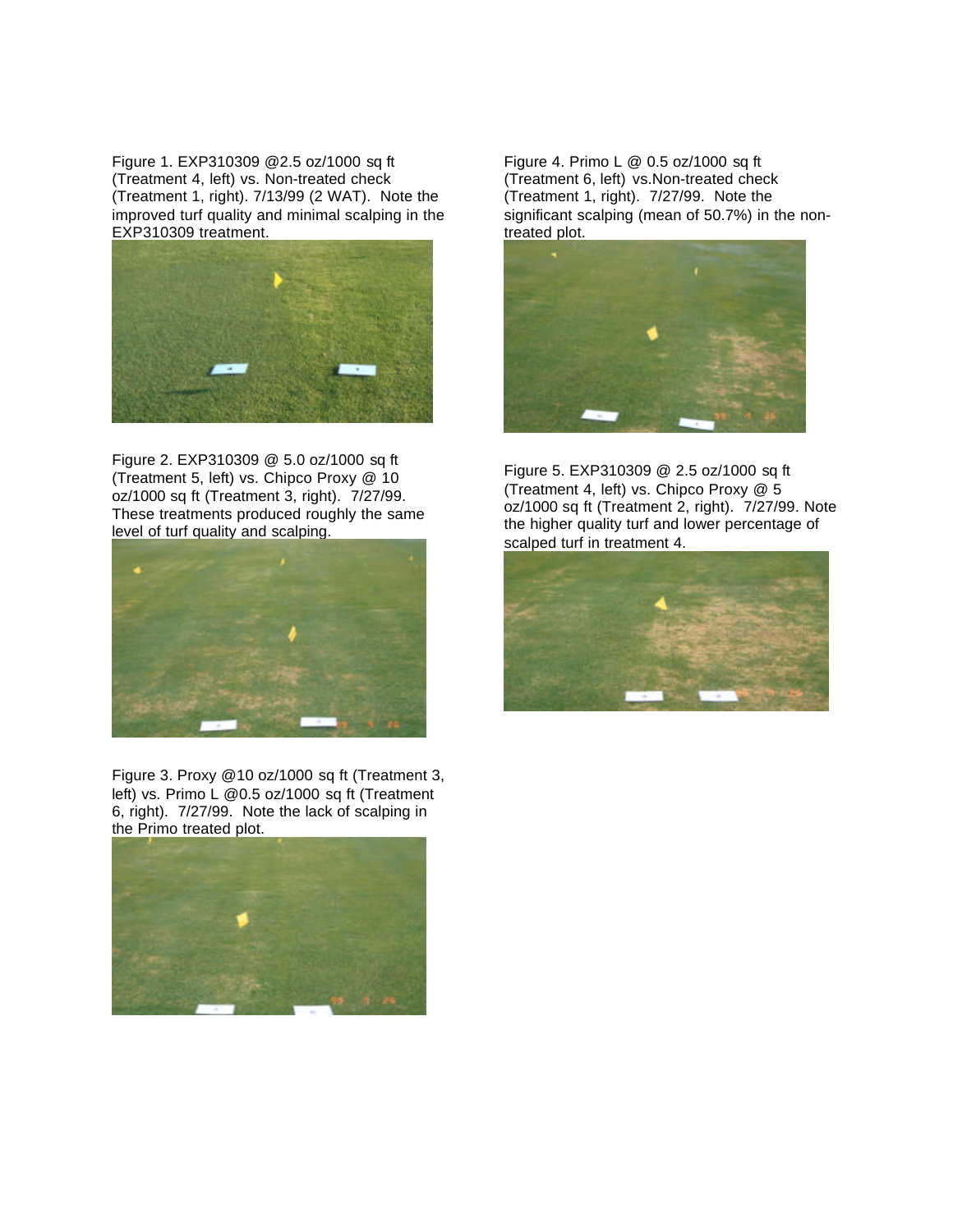Figure 1. EXP310309 @2.5 oz/1000 sq ft (Treatment 4, left) vs. Non-treated check (Treatment 1, right). 7/13/99 (2 WAT). Note the improved turf quality and minimal scalping in the EXP310309 treatment.

Figure 2. EXP310309 @ 5.0 oz/1000 sq ft (Treatment 5, left) vs. Chipco Proxy @ 10 oz/1000 sq ft (Treatment 3, right). 7/27/99. These treatments produced roughly the same level of turf quality and scalping.

Figure 3. Proxy @10 oz/1000 sq ft (Treatment 3, left) vs. Primo L @0.5 oz/1000 sq ft (Treatment 6, right). 7/27/99. Note the lack of scalping in the Primo treated plot.

Figure 4. Primo L @ 0.5 oz/1000 sq ft (Treatment 6, left) vs.Non-treated check (Treatment 1, right). 7/27/99. Note the significant scalping (mean of 50.7%) in the non-treated plot.

Figure 5. EXP310309 @ 2.5 oz/1000 sq ft (Treatment 4, left) vs. Chipco Proxy @ 5 oz/1000 sq ft (Treatment 2, right). 7/27/99. Note the higher quality turf and lower percentage of scalped turf in treatment 4.